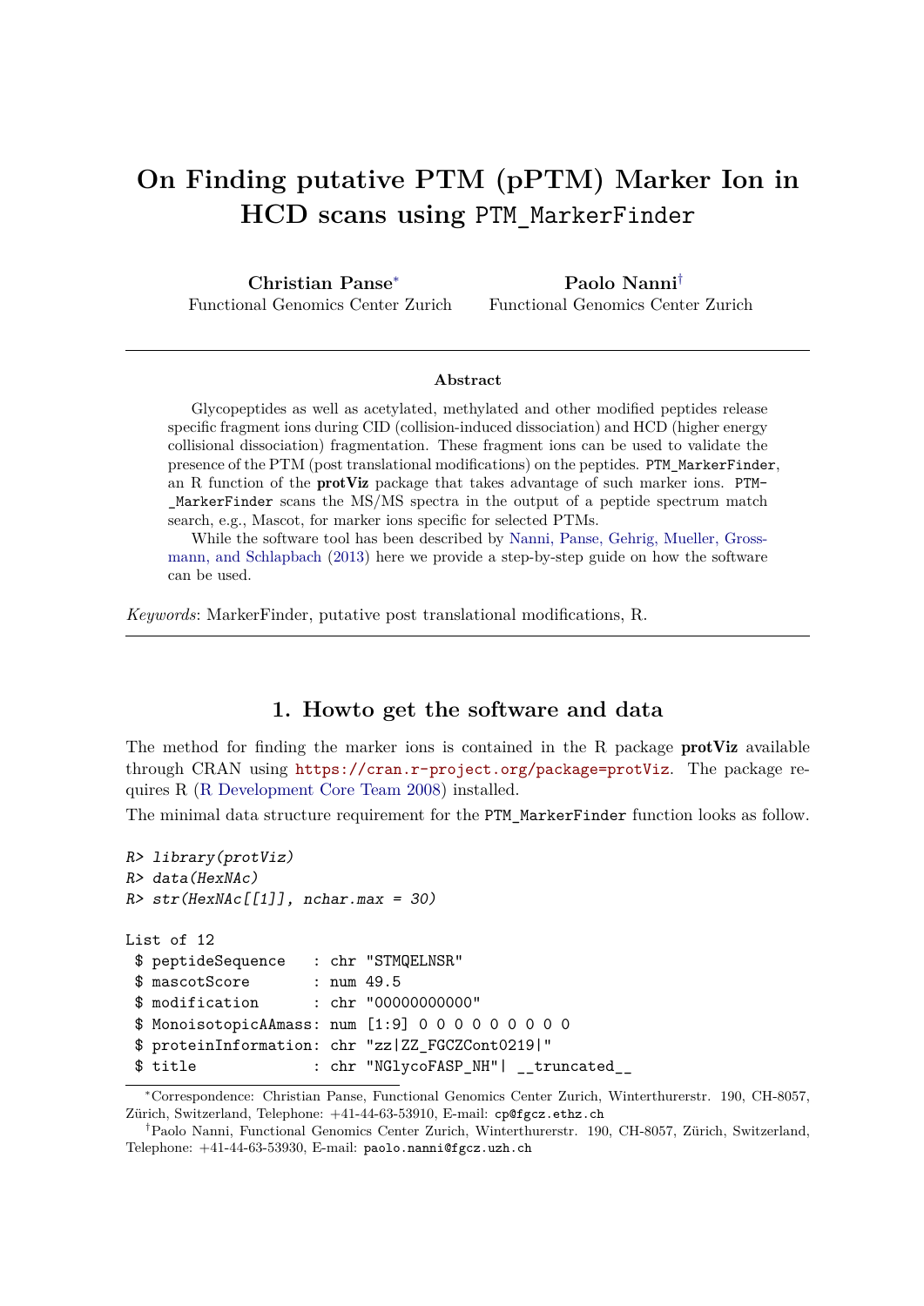# On Finding putative PTM (pPTM) Marker Ion in HCD scans using `PTM_MarkerFinder`

**Christian Panse**[*]
Functional Genomics Center Zurich

**Paolo Nanni**[†]
Functional Genomics Center Zurich

---

**Abstract**

Glycopeptides as well as acetylated, methylated and other modified peptides release specific fragment ions during CID (collision-induced dissociation) and HCD (higher energy collisional dissociation) fragmentation. These fragment ions can be used to validate the presence of the PTM (post translational modifications) on the peptides. `PTM_MarkerFinder`, an R function of the **protViz** package that takes advantage of such marker ions. `PTM_MarkerFinder` scans the MS/MS spectra in the output of a peptide spectrum match search, e.g., Mascot, for marker ions specific for selected PTMs.

While the software tool has been described by Nanni, Panse, Gehrig, Mueller, Grossmann, and Schlapbach (2013) here we provide a step-by-step guide on how the software can be used.

*Keywords*: MarkerFinder, putative post translational modifications, R.

---

## 1. Howto get the software and data

The method for finding the marker ions is contained in the R package **protViz** available through CRAN using https://cran.r-project.org/package=protViz. The package requires R (R Development Core Team 2008) installed.

The minimal data structure requirement for the `PTM_MarkerFinder` function looks as follow.

```
R> library(protViz)
R> data(HexNAc)
R> str(HexNAc[[1]], nchar.max = 30)

List of 12
 $ peptideSequence   : chr "STMQELNSR"
 $ mascotScore       : num 49.5
 $ modification      : chr "00000000000"
 $ MonoisotopicAAmass: num [1:9] 0 0 0 0 0 0 0 0 0
 $ proteinInformation: chr "zz|ZZ_FGCZCont0219|"
 $ title             : chr "NGlycoFASP_NH"| __truncated__
```

[*]Correspondence: Christian Panse, Functional Genomics Center Zurich, Winterthurerstr. 190, CH-8057, Zürich, Switzerland, Telephone: +41-44-63-53910, E-mail: cp@fgcz.ethz.ch

[†]Paolo Nanni, Functional Genomics Center Zurich, Winterthurerstr. 190, CH-8057, Zürich, Switzerland, Telephone: +41-44-63-53930, E-mail: paolo.nanni@fgcz.uzh.ch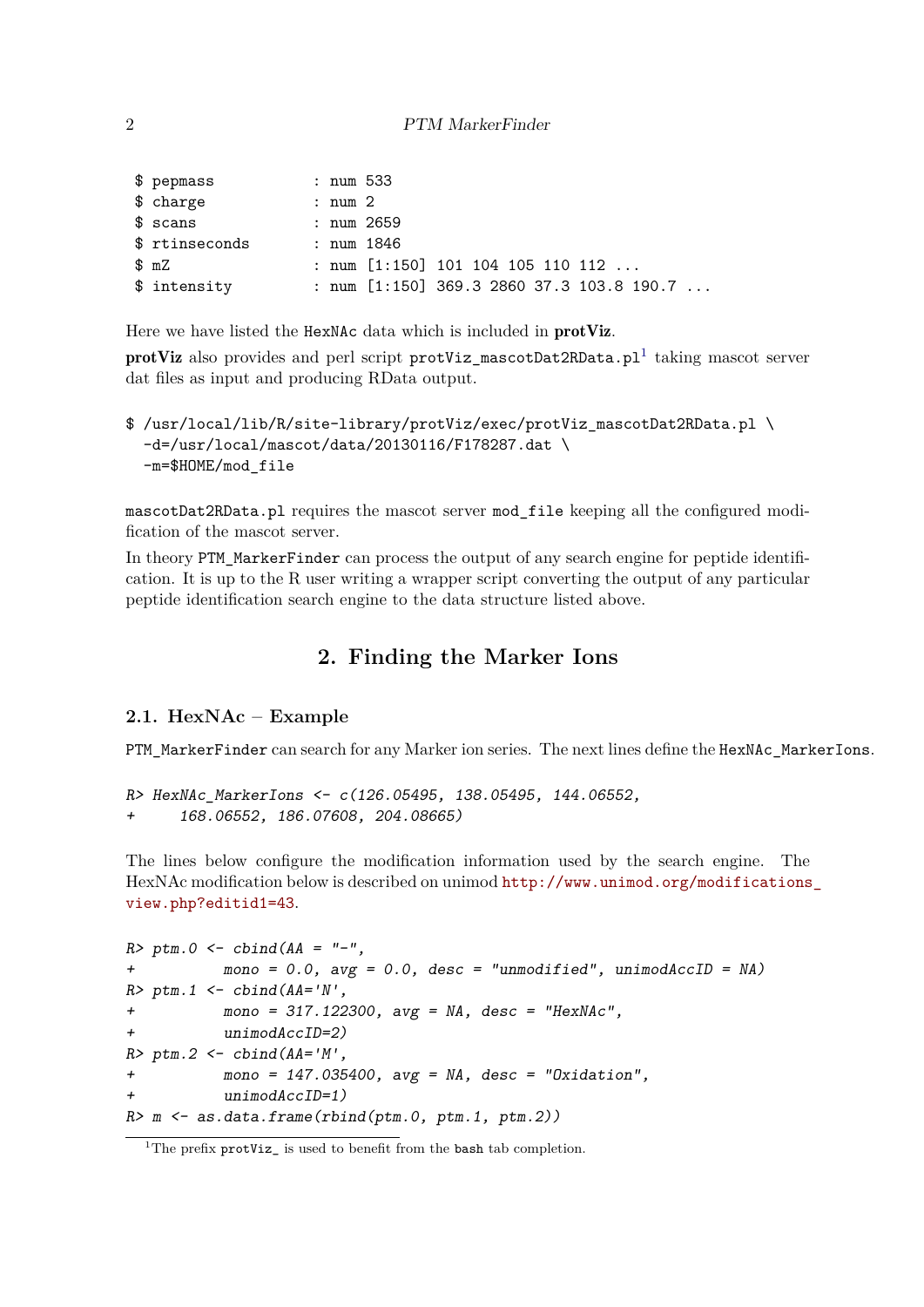```
 $ pepmass          : num 533
 $ charge           : num 2
 $ scans            : num 2659
 $ rtinseconds      : num 1846
 $ mZ               : num [1:150] 101 104 105 110 112 ...
 $ intensity        : num [1:150] 369.3 2860 37.3 103.8 190.7 ...
```

Here we have listed the `HexNAc` data which is included in **protViz**.

**protViz** also provides and perl script `protViz_mascotDat2RData.pl`[1] taking mascot server dat files as input and producing RData output.

```
$ /usr/local/lib/R/site-library/protViz/exec/protViz_mascotDat2RData.pl \
  -d=/usr/local/mascot/data/20130116/F178287.dat \
  -m=$HOME/mod_file
```

`mascotDat2RData.pl` requires the mascot server `mod_file` keeping all the configured modification of the mascot server.

In theory `PTM_MarkerFinder` can process the output of any search engine for peptide identification. It is up to the R user writing a wrapper script converting the output of any particular peptide identification search engine to the data structure listed above.

# 2. Finding the Marker Ions

## 2.1. HexNAc – Example

`PTM_MarkerFinder` can search for any Marker ion series. The next lines define the `HexNAc_MarkerIons`.

```
R> HexNAc_MarkerIons <- c(126.05495, 138.05495, 144.06552,
+     168.06552, 186.07608, 204.08665)
```

The lines below configure the modification information used by the search engine. The HexNAc modification below is described on unimod http://www.unimod.org/modifications_view.php?editid1=43.

```
R> ptm.0 <- cbind(AA = "-",
+          mono = 0.0, avg = 0.0, desc = "unmodified", unimodAccID = NA)
R> ptm.1 <- cbind(AA='N',
+          mono = 317.122300, avg = NA, desc = "HexNAc",
+          unimodAccID=2)
R> ptm.2 <- cbind(AA='M',
+          mono = 147.035400, avg = NA, desc = "Oxidation",
+          unimodAccID=1)
R> m <- as.data.frame(rbind(ptm.0, ptm.1, ptm.2))
```

[1] The prefix `protViz_` is used to benefit from the `bash` tab completion.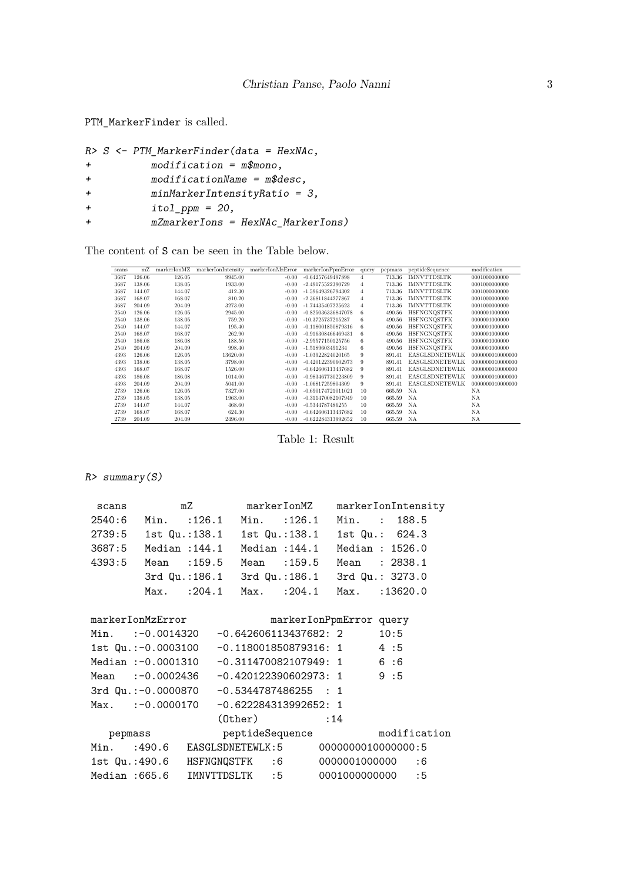PTM_MarkerFinder is called.

```
R> S <- PTM_MarkerFinder(data = HexNAc,
+          modification = m$mono,
+          modificationName = m$desc,
+          minMarkerIntensityRatio = 3,
+          itol_ppm = 20,
+          mZmarkerIons = HexNAc_MarkerIons)
```

The content of S can be seen in the Table below.

| scans | mZ | markerIonMZ | markerIonIntensity | markerIonMzError | markerIonPpmError | query | pepmass | peptideSequence | modification |
|---|---|---|---|---|---|---|---|---|---|
| 3687 | 126.06 | 126.05 | 9945.00 | -0.00 | -0.64257649497898 | 4 | 713.36 | IMNVTTDSLTK | 0001000000000 |
| 3687 | 138.06 | 138.05 | 1933.00 | -0.00 | -2.49175522390729 | 4 | 713.36 | IMNVTTDSLTK | 0001000000000 |
| 3687 | 144.07 | 144.07 | 412.30 | -0.00 | -1.59649326794302 | 4 | 713.36 | IMNVTTDSLTK | 0001000000000 |
| 3687 | 168.07 | 168.07 | 810.20 | -0.00 | -2.36811844277867 | 4 | 713.36 | IMNVTTDSLTK | 0001000000000 |
| 3687 | 204.09 | 204.09 | 3273.00 | -0.00 | -1.74435407225623 | 4 | 713.36 | IMNVTTDSLTK | 0001000000000 |
| 2540 | 126.06 | 126.05 | 2945.00 | -0.00 | -0.825036336847078 | 6 | 490.56 | HSFNGNQSTFK | 0000001000000 |
| 2540 | 138.06 | 138.05 | 759.20 | -0.00 | -10.3725737215287 | 6 | 490.56 | HSFNGNQSTFK | 0000001000000 |
| 2540 | 144.07 | 144.07 | 195.40 | -0.00 | -0.118001850879316 | 6 | 490.56 | HSFNGNQSTFK | 0000001000000 |
| 2540 | 168.07 | 168.07 | 262.90 | -0.00 | -0.916308466469431 | 6 | 490.56 | HSFNGNQSTFK | 0000001000000 |
| 2540 | 186.08 | 186.08 | 188.50 | -0.00 | -2.95577150125756 | 6 | 490.56 | HSFNGNQSTFK | 0000001000000 |
| 2540 | 204.09 | 204.09 | 998.40 | -0.00 | -1.5189603491234 | 6 | 490.56 | HSFNGNQSTFK | 0000001000000 |
| 4393 | 126.06 | 126.05 | 13620.00 | -0.00 | -1.03922824020165 | 9 | 891.41 | EASGLSDNETEWLK | 0000000010000000 |
| 4393 | 138.06 | 138.05 | 3798.00 | -0.00 | -0.420122390602973 | 9 | 891.41 | EASGLSDNETEWLK | 0000000010000000 |
| 4393 | 168.07 | 168.07 | 1526.00 | -0.00 | -0.642606113437682 | 9 | 891.41 | EASGLSDNETEWLK | 0000000010000000 |
| 4393 | 186.08 | 186.08 | 1014.00 | -0.00 | -0.983467730223809 | 9 | 891.41 | EASGLSDNETEWLK | 0000000010000000 |
| 4393 | 204.09 | 204.09 | 5041.00 | -0.00 | -1.06817259804309 | 9 | 891.41 | EASGLSDNETEWLK | 0000000010000000 |
| 2739 | 126.06 | 126.05 | 7327.00 | -0.00 | -0.690174721011021 | 10 | 665.59 | NA | NA |
| 2739 | 138.05 | 138.05 | 1963.00 | -0.00 | -0.311470082107949 | 10 | 665.59 | NA | NA |
| 2739 | 144.07 | 144.07 | 468.60 | -0.00 | -0.5344787486255 | 10 | 665.59 | NA | NA |
| 2739 | 168.07 | 168.07 | 624.30 | -0.00 | -0.642606113437682 | 10 | 665.59 | NA | NA |
| 2739 | 204.09 | 204.09 | 2496.00 | -0.00 | -0.622284313992652 | 10 | 665.59 | NA | NA |

Table 1: Result

```
R> summary(S)
```

```
 scans          mZ          markerIonMZ     markerIonIntensity
 2540:6   Min.   :126.1   Min.   :126.1   Min.   :  188.5    
 2739:5   1st Qu.:138.1   1st Qu.:138.1   1st Qu.:  624.3    
 3687:5   Median :144.1   Median :144.1   Median : 1526.0    
 4393:5   Mean   :159.5   Mean   :159.5   Mean   : 2838.1    
          3rd Qu.:186.1   3rd Qu.:186.1   3rd Qu.: 3273.0    
          Max.   :204.1   Max.   :204.1   Max.   :13620.0    
                                                             
 markerIonMzError              markerIonPpmError query
 Min.   :-0.0014320   -0.642606113437682: 2     10:5  
 1st Qu.:-0.0003100   -0.118001850879316: 1     4 :5  
 Median :-0.0001310   -0.311470082107949: 1     6 :6  
 Mean   :-0.0002436   -0.420122390602973: 1     9 :5  
 3rd Qu.:-0.0000870   -0.5344787486255  : 1           
 Max.   :-0.0000170   -0.622284313992652: 1           
                      (Other)           :14           
    pepmass        peptideSequence           modification
 Min.   :490.6   EASGLSDNETEWLK:5     0000000010000000:5  
 1st Qu.:490.6   HSFNGNQSTFK   :6     0000001000000   :6  
 Median :665.6   IMNVTTDSLTK   :5     0001000000000   :5  
```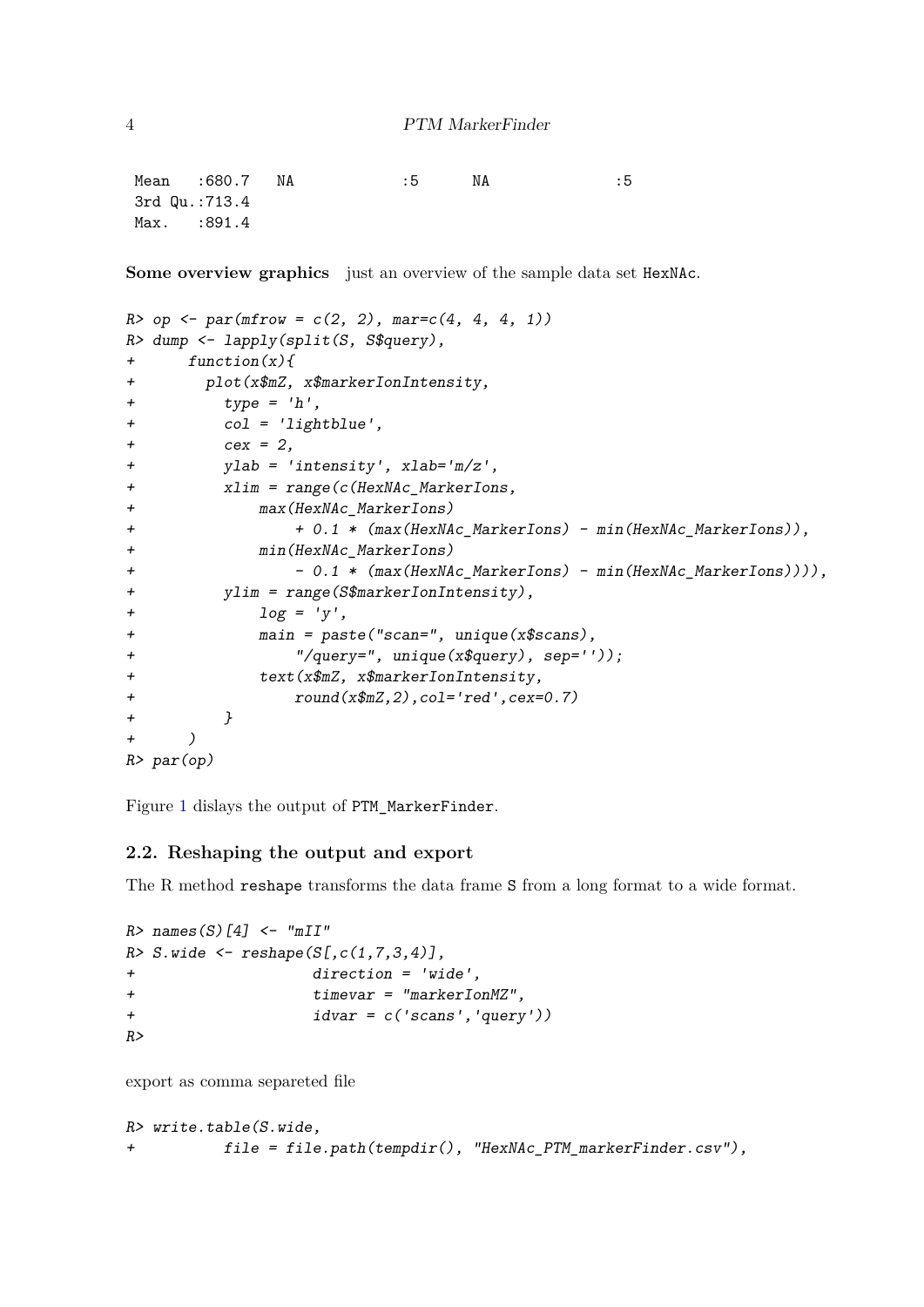```
 Mean   :680.7   NA             :5      NA              :5
 3rd Qu.:713.4
 Max.   :891.4
```

**Some overview graphics** just an overview of the sample data set HexNAc.

```
R> op <- par(mfrow = c(2, 2), mar=c(4, 4, 4, 1))
R> dump <- lapply(split(S, S$query),
+      function(x){
+        plot(x$mZ, x$markerIonIntensity,
+          type = 'h',
+          col = 'lightblue',
+          cex = 2,
+          ylab = 'intensity', xlab='m/z',
+          xlim = range(c(HexNAc_MarkerIons,
+              max(HexNAc_MarkerIons)
+                  + 0.1 * (max(HexNAc_MarkerIons) - min(HexNAc_MarkerIons)),
+              min(HexNAc_MarkerIons)
+                  - 0.1 * (max(HexNAc_MarkerIons) - min(HexNAc_MarkerIons)))),
+          ylim = range(S$markerIonIntensity),
+              log = 'y',
+              main = paste("scan=", unique(x$scans),
+                  "/query=", unique(x$query), sep=''));
+              text(x$mZ, x$markerIonIntensity,
+                  round(x$mZ,2),col='red',cex=0.7)
+          }
+      )
R> par(op)
```

Figure 1 dislays the output of PTM_MarkerFinder.

### 2.2. Reshaping the output and export

The R method reshape transforms the data frame S from a long format to a wide format.

```
R> names(S)[4] <- "mII"
R> S.wide <- reshape(S[,c(1,7,3,4)],
+                   direction = 'wide',
+                   timevar = "markerIonMZ",
+                   idvar = c('scans','query'))
R>
```

export as comma separeted file

```
R> write.table(S.wide,
+          file = file.path(tempdir(), "HexNAc_PTM_markerFinder.csv"),
```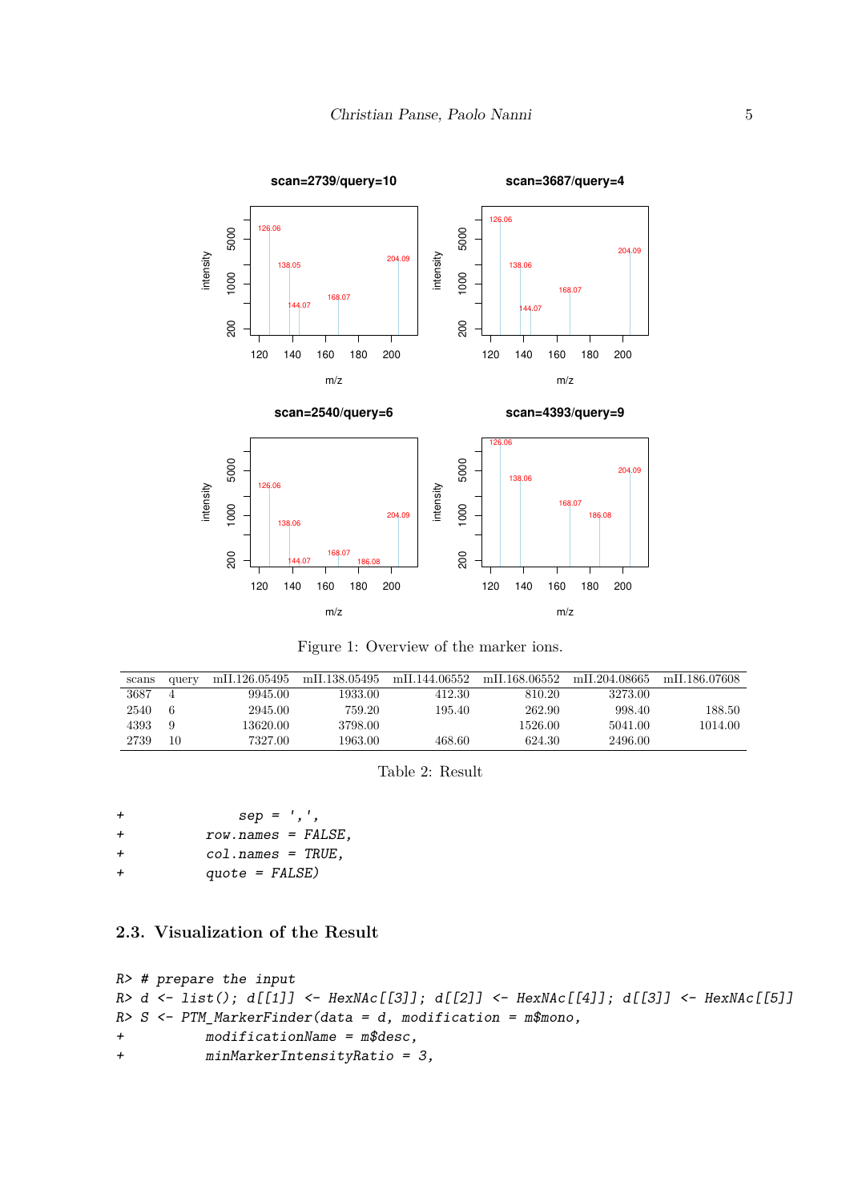Figure 1: Overview of the marker ions.

| scans | query | mII.126.05495 | mII.138.05495 | mII.144.06552 | mII.168.06552 | mII.204.08665 | mII.186.07608 |
|---|---|---|---|---|---|---|---|
| 3687 | 4 | 9945.00 | 1933.00 | 412.30 | 810.20 | 3273.00 | |
| 2540 | 6 | 2945.00 | 759.20 | 195.40 | 262.90 | 998.40 | 188.50 |
| 4393 | 9 | 13620.00 | 3798.00 | | 1526.00 | 5041.00 | 1014.00 |
| 2739 | 10 | 7327.00 | 1963.00 | 468.60 | 624.30 | 2496.00 | |

Table 2: Result

```
+             sep = ',',
+          row.names = FALSE,
+          col.names = TRUE,
+          quote = FALSE)
```

## 2.3. Visualization of the Result

```
R> # prepare the input
R> d <- list(); d[[1]] <- HexNAc[[3]]; d[[2]] <- HexNAc[[4]]; d[[3]] <- HexNAc[[5]]
R> S <- PTM_MarkerFinder(data = d, modification = m$mono,
+          modificationName = m$desc,
+          minMarkerIntensityRatio = 3,
```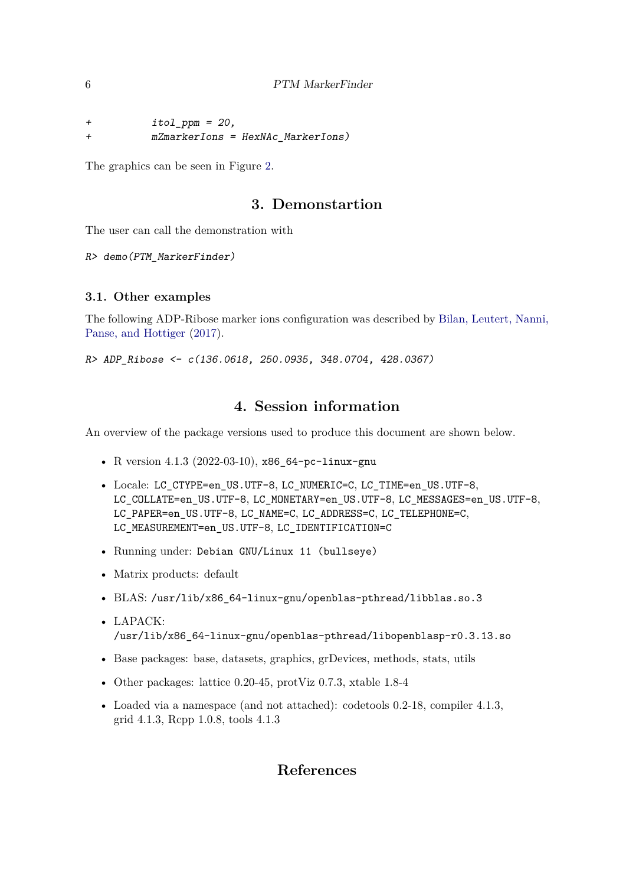```
+           itol_ppm = 20,
+           mZmarkerIons = HexNAc_MarkerIons)
```

The graphics can be seen in Figure 2.

## 3. Demonstartion

The user can call the demonstration with

```
R> demo(PTM_MarkerFinder)
```

### 3.1. Other examples

The following ADP-Ribose marker ions configuration was described by Bilan, Leutert, Nanni, Panse, and Hottiger (2017).

```
R> ADP_Ribose <- c(136.0618, 250.0935, 348.0704, 428.0367)
```

## 4. Session information

An overview of the package versions used to produce this document are shown below.

- R version 4.1.3 (2022-03-10), `x86_64-pc-linux-gnu`
- Locale: `LC_CTYPE=en_US.UTF-8`, `LC_NUMERIC=C`, `LC_TIME=en_US.UTF-8`, `LC_COLLATE=en_US.UTF-8`, `LC_MONETARY=en_US.UTF-8`, `LC_MESSAGES=en_US.UTF-8`, `LC_PAPER=en_US.UTF-8`, `LC_NAME=C`, `LC_ADDRESS=C`, `LC_TELEPHONE=C`, `LC_MEASUREMENT=en_US.UTF-8`, `LC_IDENTIFICATION=C`
- Running under: `Debian GNU/Linux 11 (bullseye)`
- Matrix products: default
- BLAS: `/usr/lib/x86_64-linux-gnu/openblas-pthread/libblas.so.3`
- LAPACK: `/usr/lib/x86_64-linux-gnu/openblas-pthread/libopenblasp-r0.3.13.so`
- Base packages: base, datasets, graphics, grDevices, methods, stats, utils
- Other packages: lattice 0.20-45, protViz 0.7.3, xtable 1.8-4
- Loaded via a namespace (and not attached): codetools 0.2-18, compiler 4.1.3, grid 4.1.3, Rcpp 1.0.8, tools 4.1.3

## References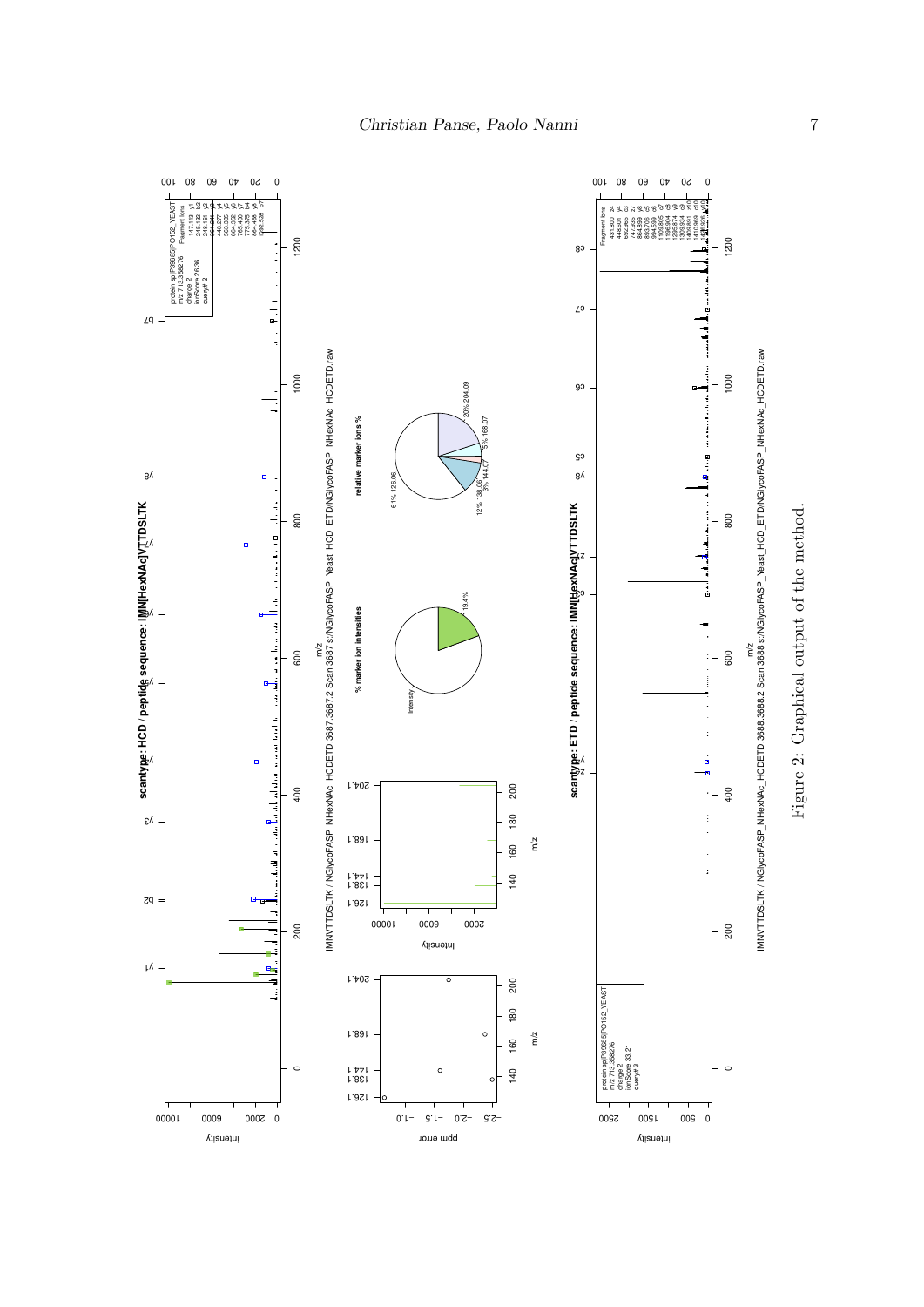Figure 2: Graphical output of the method.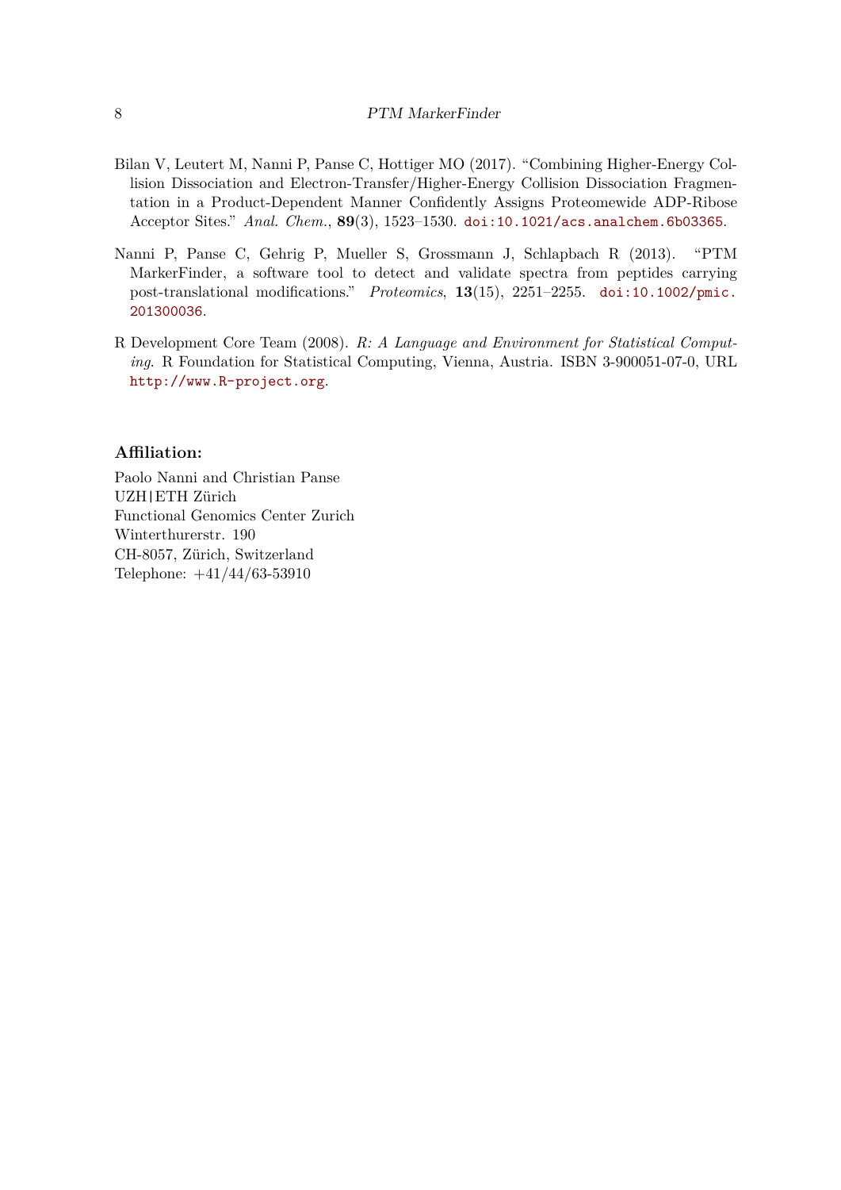Bilan V, Leutert M, Nanni P, Panse C, Hottiger MO (2017). "Combining Higher-Energy Collision Dissociation and Electron-Transfer/Higher-Energy Collision Dissociation Fragmentation in a Product-Dependent Manner Confidently Assigns Proteomewide ADP-Ribose Acceptor Sites." *Anal. Chem.*, **89**(3), 1523–1530. doi:10.1021/acs.analchem.6b03365.

Nanni P, Panse C, Gehrig P, Mueller S, Grossmann J, Schlapbach R (2013). "PTM MarkerFinder, a software tool to detect and validate spectra from peptides carrying post-translational modifications." *Proteomics*, **13**(15), 2251–2255. doi:10.1002/pmic.201300036.

R Development Core Team (2008). *R: A Language and Environment for Statistical Computing*. R Foundation for Statistical Computing, Vienna, Austria. ISBN 3-900051-07-0, URL http://www.R-project.org.

### Affiliation:

Paolo Nanni and Christian Panse
UZH|ETH Zürich
Functional Genomics Center Zurich
Winterthurerstr. 190
CH-8057, Zürich, Switzerland
Telephone: +41/44/63-53910